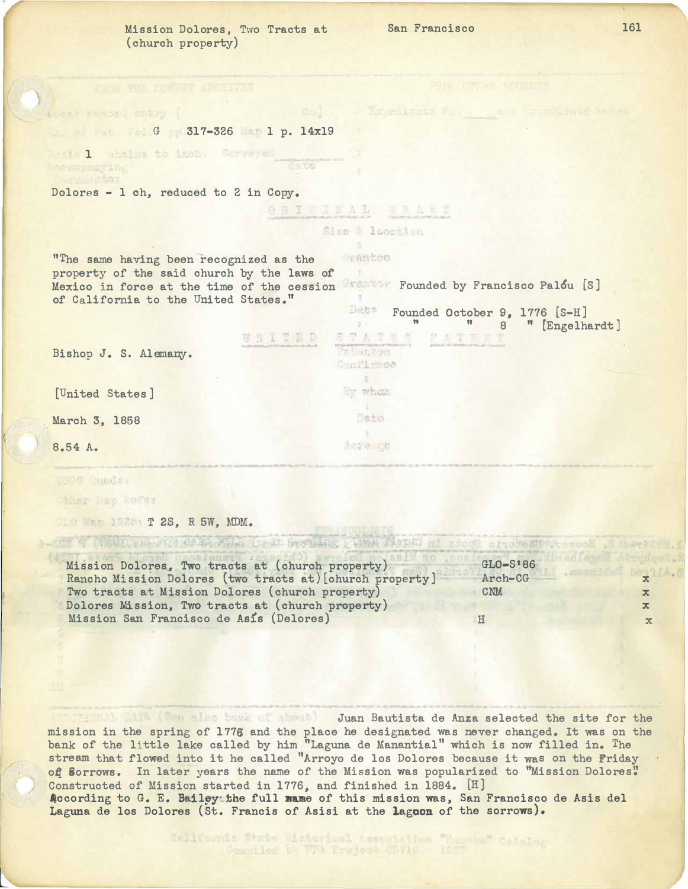Mission Dolores, Two Tracts at (church property) — San Francisco

G 317-326 Map 1 p. 14x19

1

Dolores - 1 ch, reduced to 2 in Copy.

"The same having been recognized as the property of the said church by the laws of Mexico in force at the time of the cession of California to the United States."

Founded by Francisco Palóu [S]

Founded October 9, 1776 [S-H]
" " 8 " [Engelhardt]

Bishop J. S. Alemany.

[United States]

March 3, 1858

8.54 A.

T 2S, R 5W, MDM.

| | | |
|---|---|---|
| Mission Dolores, Two tracts at (church property) | GLO-S'86 | |
| Rancho Mission Dolores (two tracts at)[church property] | Arch-CG | x |
| Two tracts at Mission Dolores (church property) | CNM | x |
| Dolores Mission, Two tracts at (church property) | | x |
| Mission San Francisco de Asís (Delores) | H | x |

Juan Bautista de Anza selected the site for the mission in the spring of 1776 and the place he designated was never changed. It was on the bank of the little lake called by him "Laguna de Manantial" which is now filled in. The stream that flowed into it he called "Arroyo de los Dolores because it was on the Friday of Sorrows. In later years the name of the Mission was popularized to "Mission Dolores". Constructed of Mission started in 1776, and finished in 1884. [H]
According to G. E. Bailey the full name of this mission was, San Francisco de Asis del Laguna de los Dolores (St. Francis of Asisi at the lagoon of the sorrows).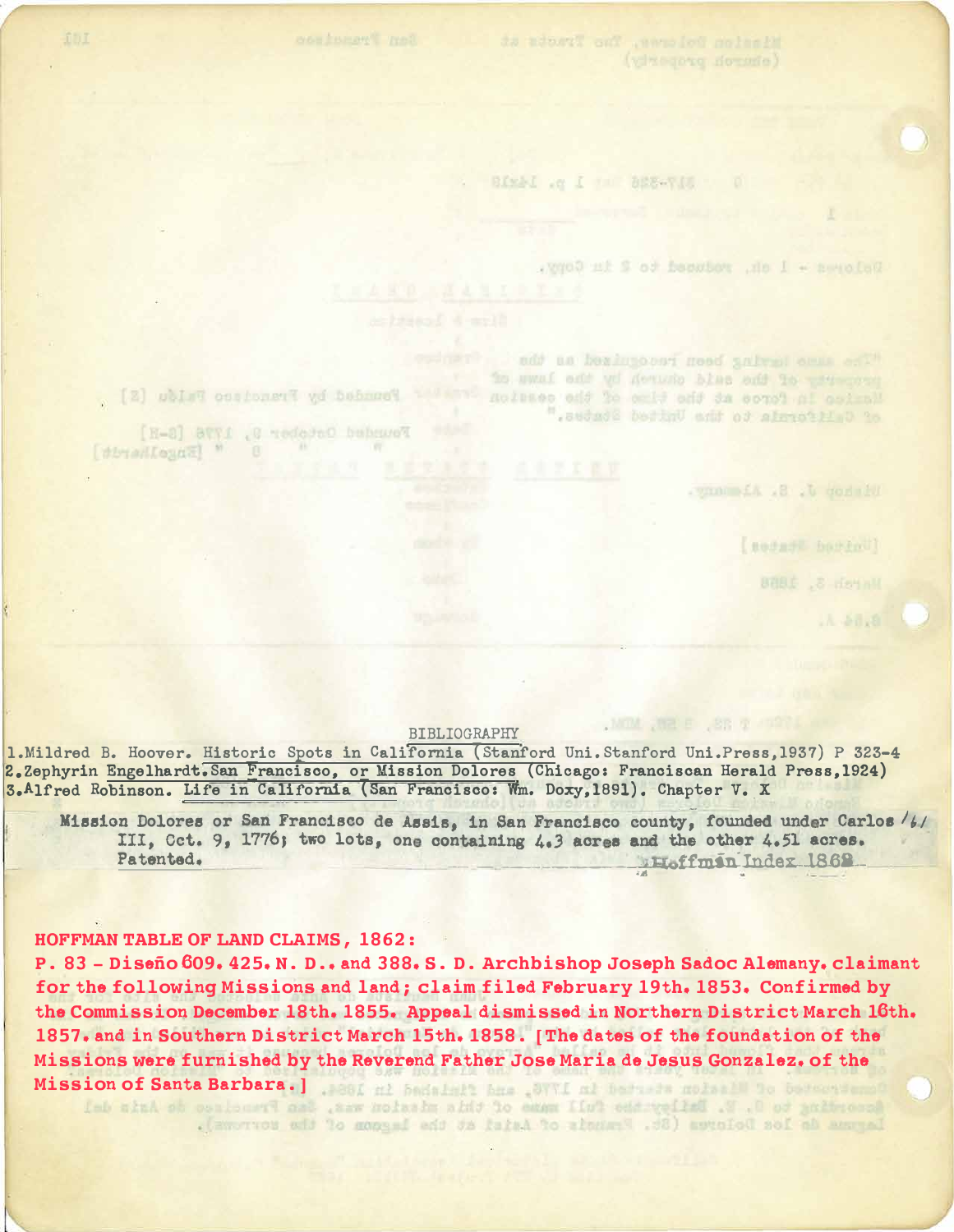BIBLIOGRAPHY

1. Mildred B. Hoover. Historic Spots in California (Stanford Uni. Stanford Uni. Press, 1937) P 323-4
2. Zephyrin Engelhardt. San Francisco, or Mission Dolores (Chicago: Franciscan Herald Press, 1924)
3. Alfred Robinson. Life in California (San Francisco: Wm. Doxy, 1891). Chapter V. X

Mission Dolores or San Francisco de Assis, in San Francisco county, founded under Carlos III, Oct. 9, 1776; two lots, one containing 4.3 acres and the other 4.51 acres. Patented. /6/

Hoffman Index 1862

**HOFFMAN TABLE OF LAND CLAIMS, 1862:**

**P. 83 - Diseño 609. 425. N. D.. and 388. S. D. Archbishop Joseph Sadoc Alemany. claimant for the following Missions and land; claim filed February 19th. 1853. Confirmed by the Commission December 18th. 1855. Appeal dismissed in Northern District March 16th. 1857. and in Southern District March 15th. 1858. [The dates of the foundation of the Missions were furnished by the Reverend Father Jose Maria de Jesus Gonzalez. of the Mission of Santa Barbara.]**